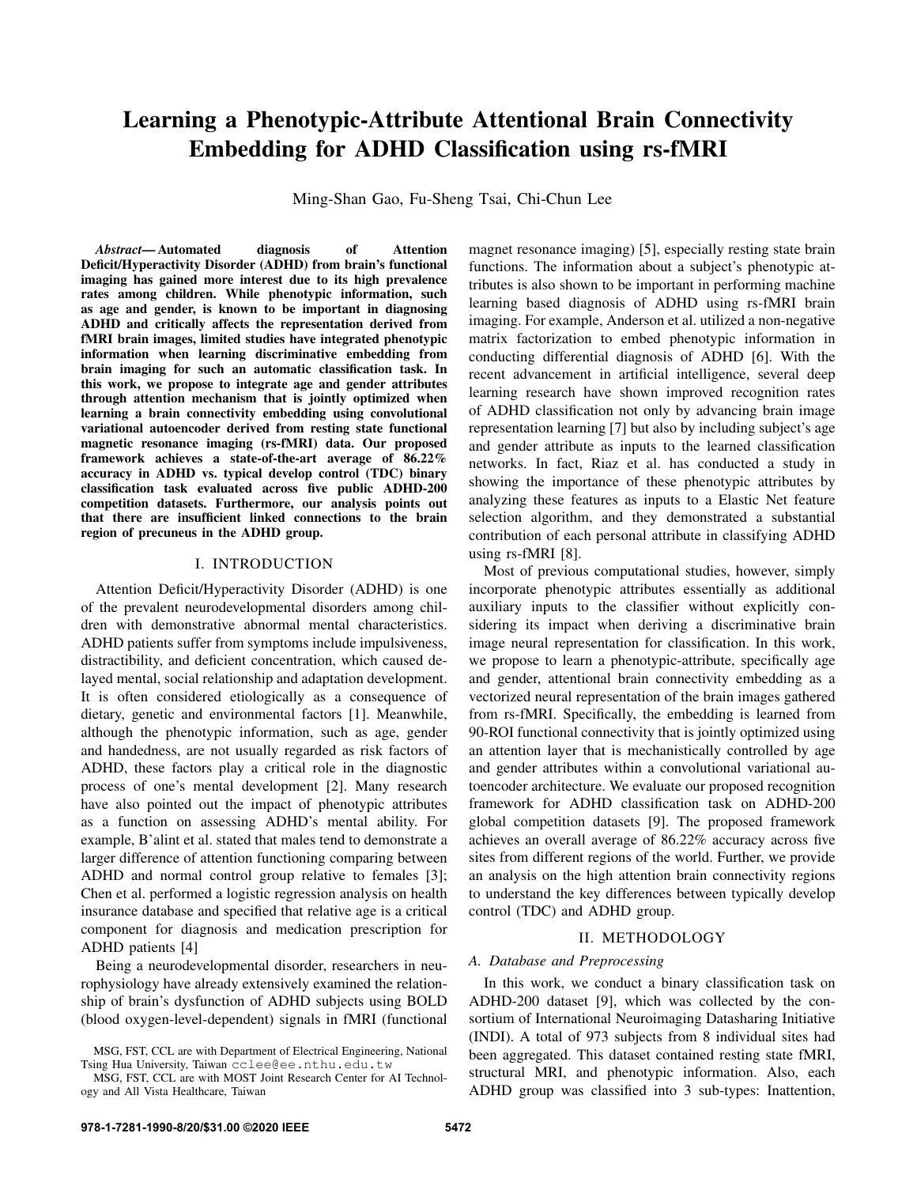# Learning a Phenotypic-Attribute Attentional Brain Connectivity Embedding for ADHD Classification using rs-fMRI

Ming-Shan Gao, Fu-Sheng Tsai, Chi-Chun Lee

***Abstract*— Automated diagnosis of Attention Deficit/Hyperactivity Disorder (ADHD) from brain's functional imaging has gained more interest due to its high prevalence rates among children. While phenotypic information, such as age and gender, is known to be important in diagnosing ADHD and critically affects the representation derived from fMRI brain images, limited studies have integrated phenotypic information when learning discriminative embedding from brain imaging for such an automatic classification task. In this work, we propose to integrate age and gender attributes through attention mechanism that is jointly optimized when learning a brain connectivity embedding using convolutional variational autoencoder derived from resting state functional magnetic resonance imaging (rs-fMRI) data. Our proposed framework achieves a state-of-the-art average of 86.22% accuracy in ADHD vs. typical develop control (TDC) binary classification task evaluated across five public ADHD-200 competition datasets. Furthermore, our analysis points out that there are insufficient linked connections to the brain region of precuneus in the ADHD group.**

## I. INTRODUCTION

Attention Deficit/Hyperactivity Disorder (ADHD) is one of the prevalent neurodevelopmental disorders among children with demonstrative abnormal mental characteristics. ADHD patients suffer from symptoms include impulsiveness, distractibility, and deficient concentration, which caused delayed mental, social relationship and adaptation development. It is often considered etiologically as a consequence of dietary, genetic and environmental factors [1]. Meanwhile, although the phenotypic information, such as age, gender and handedness, are not usually regarded as risk factors of ADHD, these factors play a critical role in the diagnostic process of one's mental development [2]. Many research have also pointed out the impact of phenotypic attributes as a function on assessing ADHD's mental ability. For example, B'alint et al. stated that males tend to demonstrate a larger difference of attention functioning comparing between ADHD and normal control group relative to females [3]; Chen et al. performed a logistic regression analysis on health insurance database and specified that relative age is a critical component for diagnosis and medication prescription for ADHD patients [4]

Being a neurodevelopmental disorder, researchers in neurophysiology have already extensively examined the relationship of brain's dysfunction of ADHD subjects using BOLD (blood oxygen-level-dependent) signals in fMRI (functional magnet resonance imaging) [5], especially resting state brain functions. The information about a subject's phenotypic attributes is also shown to be important in performing machine learning based diagnosis of ADHD using rs-fMRI brain imaging. For example, Anderson et al. utilized a non-negative matrix factorization to embed phenotypic information in conducting differential diagnosis of ADHD [6]. With the recent advancement in artificial intelligence, several deep learning research have shown improved recognition rates of ADHD classification not only by advancing brain image representation learning [7] but also by including subject's age and gender attribute as inputs to the learned classification networks. In fact, Riaz et al. has conducted a study in showing the importance of these phenotypic attributes by analyzing these features as inputs to a Elastic Net feature selection algorithm, and they demonstrated a substantial contribution of each personal attribute in classifying ADHD using rs-fMRI [8].

Most of previous computational studies, however, simply incorporate phenotypic attributes essentially as additional auxiliary inputs to the classifier without explicitly considering its impact when deriving a discriminative brain image neural representation for classification. In this work, we propose to learn a phenotypic-attribute, specifically age and gender, attentional brain connectivity embedding as a vectorized neural representation of the brain images gathered from rs-fMRI. Specifically, the embedding is learned from 90-ROI functional connectivity that is jointly optimized using an attention layer that is mechanistically controlled by age and gender attributes within a convolutional variational autoencoder architecture. We evaluate our proposed recognition framework for ADHD classification task on ADHD-200 global competition datasets [9]. The proposed framework achieves an overall average of 86.22% accuracy across five sites from different regions of the world. Further, we provide an analysis on the high attention brain connectivity regions to understand the key differences between typically develop control (TDC) and ADHD group.

## II. METHODOLOGY

### A. Database and Preprocessing

In this work, we conduct a binary classification task on ADHD-200 dataset [9], which was collected by the consortium of International Neuroimaging Datasharing Initiative (INDI). A total of 973 subjects from 8 individual sites had been aggregated. This dataset contained resting state fMRI, structural MRI, and phenotypic information. Also, each ADHD group was classified into 3 sub-types: Inattention,

MSG, FST, CCL are with Department of Electrical Engineering, National Tsing Hua University, Taiwan cclee@ee.nthu.edu.tw

MSG, FST, CCL are with MOST Joint Research Center for AI Technology and All Vista Healthcare, Taiwan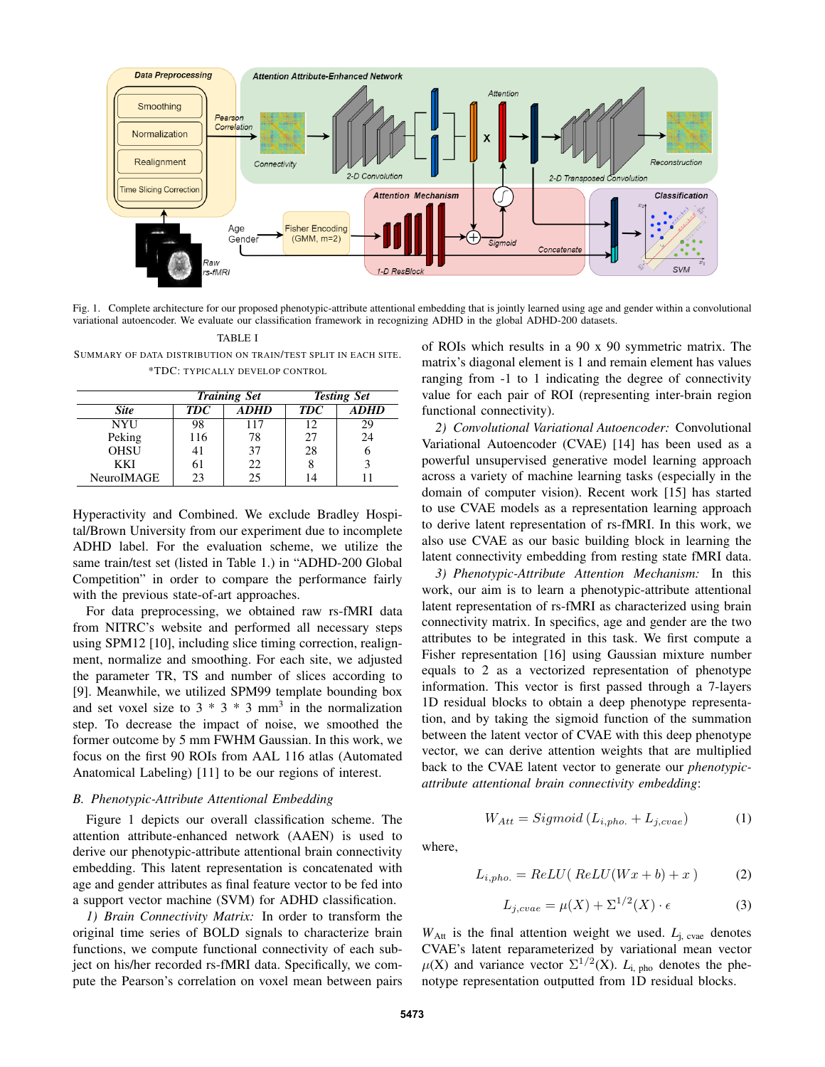Fig. 1. Complete architecture for our proposed phenotypic-attribute attentional embedding that is jointly learned using age and gender within a convolutional variational autoencoder. We evaluate our classification framework in recognizing ADHD in the global ADHD-200 datasets.

TABLE I

SUMMARY OF DATA DISTRIBUTION ON TRAIN/TEST SPLIT IN EACH SITE. *TDC: TYPICALLY DEVELOP CONTROL

| | *Training Set* | | *Testing Set* | |
|---|---|---|---|---|
| ***Site*** | ***TDC*** | ***ADHD*** | ***TDC*** | ***ADHD*** |
| NYU | 98 | 117 | 12 | 29 |
| Peking | 116 | 78 | 27 | 24 |
| OHSU | 41 | 37 | 28 | 6 |
| KKI | 61 | 22 | 8 | 3 |
| NeuroIMAGE | 23 | 25 | 14 | 11 |

Hyperactivity and Combined. We exclude Bradley Hospital/Brown University from our experiment due to incomplete ADHD label. For the evaluation scheme, we utilize the same train/test set (listed in Table 1.) in "ADHD-200 Global Competition" in order to compare the performance fairly with the previous state-of-art approaches.

For data preprocessing, we obtained raw rs-fMRI data from NITRC's website and performed all necessary steps using SPM12 [10], including slice timing correction, realignment, normalize and smoothing. For each site, we adjusted the parameter TR, TS and number of slices according to [9]. Meanwhile, we utilized SPM99 template bounding box and set voxel size to 3 * 3 * 3 mm$^3$ in the normalization step. To decrease the impact of noise, we smoothed the former outcome by 5 mm FWHM Gaussian. In this work, we focus on the first 90 ROIs from AAL 116 atlas (Automated Anatomical Labeling) [11] to be our regions of interest.

### *B. Phenotypic-Attribute Attentional Embedding*

Figure 1 depicts our overall classification scheme. The attention attribute-enhanced network (AAEN) is used to derive our phenotypic-attribute attentional brain connectivity embedding. This latent representation is concatenated with age and gender attributes as final feature vector to be fed into a support vector machine (SVM) for ADHD classification.

*1) Brain Connectivity Matrix:* In order to transform the original time series of BOLD signals to characterize brain functions, we compute functional connectivity of each subject on his/her recorded rs-fMRI data. Specifically, we compute the Pearson's correlation on voxel mean between pairs of ROIs which results in a 90 x 90 symmetric matrix. The matrix's diagonal element is 1 and remain element has values ranging from -1 to 1 indicating the degree of connectivity value for each pair of ROI (representing inter-brain region functional connectivity).

*2) Convolutional Variational Autoencoder:* Convolutional Variational Autoencoder (CVAE) [14] has been used as a powerful unsupervised generative model learning approach across a variety of machine learning tasks (especially in the domain of computer vision). Recent work [15] has started to use CVAE models as a representation learning approach to derive latent representation of rs-fMRI. In this work, we also use CVAE as our basic building block in learning the latent connectivity embedding from resting state fMRI data.

*3) Phenotypic-Attribute Attention Mechanism:* In this work, our aim is to learn a phenotypic-attribute attentional latent representation of rs-fMRI as characterized using brain connectivity matrix. In specifics, age and gender are the two attributes to be integrated in this task. We first compute a Fisher representation [16] using Gaussian mixture number equals to 2 as a vectorized representation of phenotype information. This vector is first passed through a 7-layers 1D residual blocks to obtain a deep phenotype representation, and by taking the sigmoid function of the summation between the latent vector of CVAE with this deep phenotype vector, we can derive attention weights that are multiplied back to the CVAE latent vector to generate our *phenotypic-attribute attentional brain connectivity embedding*:

$$W_{Att} = Sigmoid\left(L_{i,pho.} + L_{j,cvae}\right) \tag{1}$$

where,

$$L_{i,pho.} = ReLU(\ ReLU(Wx + b) + x\ ) \tag{2}$$

$$L_{j,cvae} = \mu(X) + \Sigma^{1/2}(X) \cdot \epsilon \tag{3}$$

$W_{\text{Att}}$ is the final attention weight we used. $L_{\text{j, cvae}}$ denotes CVAE's latent reparameterized by variational mean vector $\mu$(X) and variance vector $\Sigma^{1/2}$(X). $L_{\text{i, pho}}$ denotes the phenotype representation outputted from 1D residual blocks.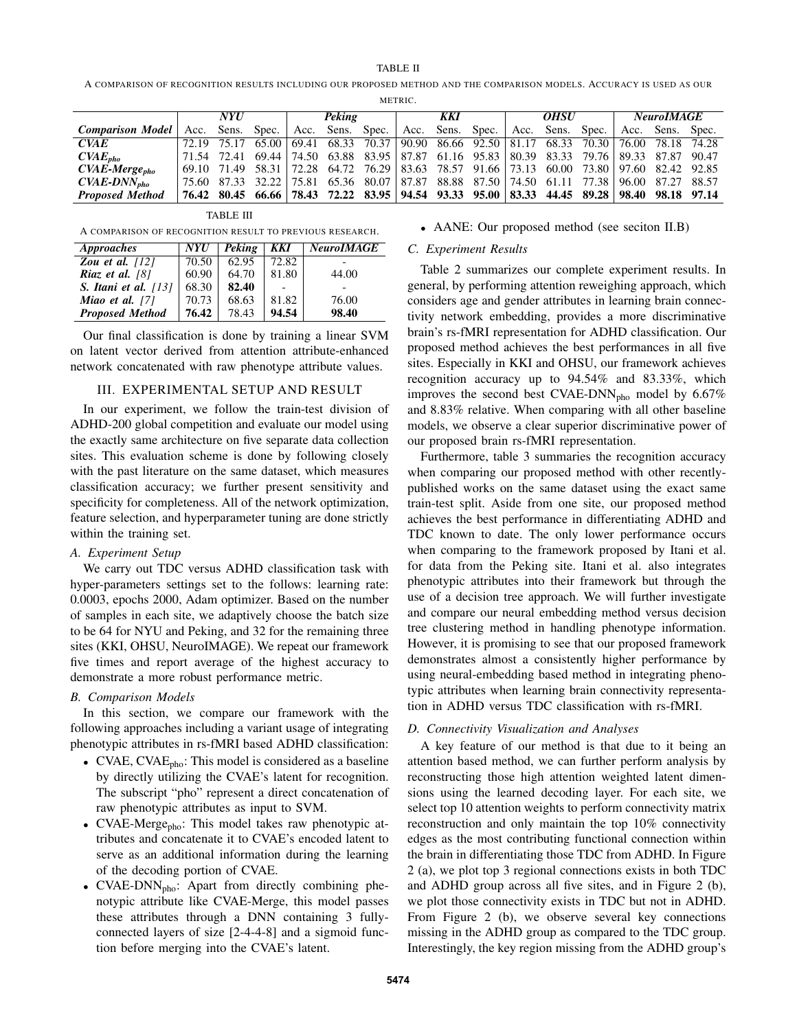TABLE II

A comparison of recognition results including our proposed method and the comparison models. Accuracy is used as our metric.

| | *NYU* | | | *Peking* | | | *KKI* | | | *OHSU* | | | *NeuroIMAGE* | | |
|---|---|---|---|---|---|---|---|---|---|---|---|---|---|---|---|
| ***Comparison Model*** | Acc. | Sens. | Spec. | Acc. | Sens. | Spec. | Acc. | Sens. | Spec. | Acc. | Sens. | Spec. | Acc. | Sens. | Spec. |
| ***CVAE*** | 72.19 | 75.17 | 65.00 | 69.41 | 68.33 | 70.37 | 90.90 | 86.66 | 92.50 | 81.17 | 68.33 | 70.30 | 76.00 | 78.18 | 74.28 |
| ***CVAE$_{pho}$*** | 71.54 | 72.41 | 69.44 | 74.50 | 63.88 | 83.95 | 87.87 | 61.16 | 95.83 | 80.39 | 83.33 | 79.76 | 89.33 | 87.87 | 90.47 |
| ***CVAE-Merge$_{pho}$*** | 69.10 | 71.49 | 58.31 | 72.28 | 64.72 | 76.29 | 83.63 | 78.57 | 91.66 | 73.13 | 60.00 | 73.80 | 97.60 | 82.42 | 92.85 |
| ***CVAE-DNN$_{pho}$*** | 75.60 | 87.33 | 32.22 | 75.81 | 65.36 | 80.07 | 87.87 | 88.88 | 87.50 | 74.50 | 61.11 | 77.38 | 96.00 | 87.27 | 88.57 |
| ***Proposed Method*** | **76.42** | **80.45** | **66.66** | **78.43** | **72.22** | **83.95** | **94.54** | **93.33** | **95.00** | **83.33** | **44.45** | **89.28** | **98.40** | **98.18** | **97.14** |

TABLE III

A comparison of recognition result to previous research.

| *Approaches* | *NYU* | *Peking* | *KKI* | *NeuroIMAGE* |
|---|---|---|---|---|
| ***Zou et al. [12]*** | 70.50 | 62.95 | 72.82 | - |
| ***Riaz et al. [8]*** | 60.90 | 64.70 | 81.80 | 44.00 |
| ***S. Itani et al. [13]*** | 68.30 | **82.40** | - | - |
| ***Miao et al. [7]*** | 70.73 | 68.63 | 81.82 | 76.00 |
| ***Proposed Method*** | **76.42** | 78.43 | **94.54** | **98.40** |

Our final classification is done by training a linear SVM on latent vector derived from attention attribute-enhanced network concatenated with raw phenotype attribute values.

## III. EXPERIMENTAL SETUP AND RESULT

In our experiment, we follow the train-test division of ADHD-200 global competition and evaluate our model using the exactly same architecture on five separate data collection sites. This evaluation scheme is done by following closely with the past literature on the same dataset, which measures classification accuracy; we further present sensitivity and specificity for completeness. All of the network optimization, feature selection, and hyperparameter tuning are done strictly within the training set.

### A. Experiment Setup

We carry out TDC versus ADHD classification task with hyper-parameters settings set to the follows: learning rate: 0.0003, epochs 2000, Adam optimizer. Based on the number of samples in each site, we adaptively choose the batch size to be 64 for NYU and Peking, and 32 for the remaining three sites (KKI, OHSU, NeuroIMAGE). We repeat our framework five times and report average of the highest accuracy to demonstrate a more robust performance metric.

### B. Comparison Models

In this section, we compare our framework with the following approaches including a variant usage of integrating phenotypic attributes in rs-fMRI based ADHD classification:

- CVAE, CVAE$_{pho}$: This model is considered as a baseline by directly utilizing the CVAE's latent for recognition. The subscript "pho" represent a direct concatenation of raw phenotypic attributes as input to SVM.
- CVAE-Merge$_{pho}$: This model takes raw phenotypic attributes and concatenate it to CVAE's encoded latent to serve as an additional information during the learning of the decoding portion of CVAE.
- CVAE-DNN$_{pho}$: Apart from directly combining phenotypic attribute like CVAE-Merge, this model passes these attributes through a DNN containing 3 fully-connected layers of size [2-4-4-8] and a sigmoid function before merging into the CVAE's latent.
- AANE: Our proposed method (see seciton II.B)

### C. Experiment Results

Table 2 summarizes our complete experiment results. In general, by performing attention reweighing approach, which considers age and gender attributes in learning brain connectivity network embedding, provides a more discriminative brain's rs-fMRI representation for ADHD classification. Our proposed method achieves the best performances in all five sites. Especially in KKI and OHSU, our framework achieves recognition accuracy up to 94.54% and 83.33%, which improves the second best CVAE-DNN$_{pho}$ model by 6.67% and 8.83% relative. When comparing with all other baseline models, we observe a clear superior discriminative power of our proposed brain rs-fMRI representation.

Furthermore, table 3 summaries the recognition accuracy when comparing our proposed method with other recently-published works on the same dataset using the exact same train-test split. Aside from one site, our proposed method achieves the best performance in differentiating ADHD and TDC known to date. The only lower performance occurs when comparing to the framework proposed by Itani et al. for data from the Peking site. Itani et al. also integrates phenotypic attributes into their framework but through the use of a decision tree approach. We will further investigate and compare our neural embedding method versus decision tree clustering method in handling phenotype information. However, it is promising to see that our proposed framework demonstrates almost a consistently higher performance by using neural-embedding based method in integrating phenotypic attributes when learning brain connectivity representation in ADHD versus TDC classification with rs-fMRI.

### D. Connectivity Visualization and Analyses

A key feature of our method is that due to it being an attention based method, we can further perform analysis by reconstructing those high attention weighted latent dimensions using the learned decoding layer. For each site, we select top 10 attention weights to perform connectivity matrix reconstruction and only maintain the top 10% connectivity edges as the most contributing functional connection within the brain in differentiating those TDC from ADHD. In Figure 2 (a), we plot top 3 regional connections exists in both TDC and ADHD group across all five sites, and in Figure 2 (b), we plot those connectivity exists in TDC but not in ADHD. From Figure 2 (b), we observe several key connections missing in the ADHD group as compared to the TDC group. Interestingly, the key region missing from the ADHD group's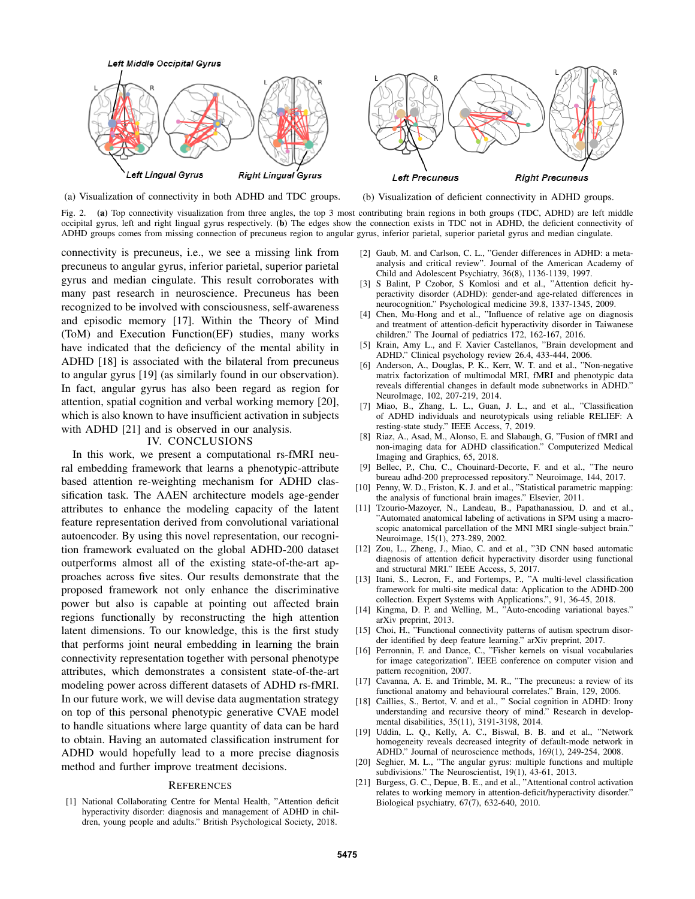Left Middle Occipital Gyrus

Left Lingual Gyrus

Right Lingual Gyrus

(a) Visualization of connectivity in both ADHD and TDC groups.

Left Precuneus

Right Precuneus

(b) Visualization of deficient connectivity in ADHD groups.

Fig. 2. **(a)** Top connectivity visualization from three angles, the top 3 most contributing brain regions in both groups (TDC, ADHD) are left middle occipital gyrus, left and right lingual gyrus respectively. **(b)** The edges show the connection exists in TDC not in ADHD, the deficient connectivity of ADHD groups comes from missing connection of precuneus region to angular gyrus, inferior parietal, superior parietal gyrus and median cingulate.

connectivity is precuneus, i.e., we see a missing link from precuneus to angular gyrus, inferior parietal, superior parietal gyrus and median cingulate. This result corroborates with many past research in neuroscience. Precuneus has been recognized to be involved with consciousness, self-awareness and episodic memory [17]. Within the Theory of Mind (ToM) and Execution Function(EF) studies, many works have indicated that the deficiency of the mental ability in ADHD [18] is associated with the bilateral from precuneus to angular gyrus [19] (as similarly found in our observation). In fact, angular gyrus has also been regard as region for attention, spatial cognition and verbal working memory [20], which is also known to have insufficient activation in subjects with ADHD [21] and is observed in our analysis.

## IV. CONCLUSIONS

In this work, we present a computational rs-fMRI neural embedding framework that learns a phenotypic-attribute based attention re-weighting mechanism for ADHD classification task. The AAEN architecture models age-gender attributes to enhance the modeling capacity of the latent feature representation derived from convolutional variational autoencoder. By using this novel representation, our recognition framework evaluated on the global ADHD-200 dataset outperforms almost all of the existing state-of-the-art approaches across five sites. Our results demonstrate that the proposed framework not only enhance the discriminative power but also is capable at pointing out affected brain regions functionally by reconstructing the high attention latent dimensions. To our knowledge, this is the first study that performs joint neural embedding in learning the brain connectivity representation together with personal phenotype attributes, which demonstrates a consistent state-of-the-art modeling power across different datasets of ADHD rs-fMRI. In our future work, we will devise data augmentation strategy on top of this personal phenotypic generative CVAE model to handle situations where large quantity of data can be hard to obtain. Having an automated classification instrument for ADHD would hopefully lead to a more precise diagnosis method and further improve treatment decisions.

## REFERENCES

[1] National Collaborating Centre for Mental Health, "Attention deficit hyperactivity disorder: diagnosis and management of ADHD in children, young people and adults." British Psychological Society, 2018.

[2] Gaub, M. and Carlson, C. L., "Gender differences in ADHD: a meta-analysis and critical review". Journal of the American Academy of Child and Adolescent Psychiatry, 36(8), 1136-1139, 1997.

[3] S Balint, P Czobor, S Komlosi and et al., "Attention deficit hyperactivity disorder (ADHD): gender-and age-related differences in neurocognition." Psychological medicine 39.8, 1337-1345, 2009.

[4] Chen, Mu-Hong and et al., "Influence of relative age on diagnosis and treatment of attention-deficit hyperactivity disorder in Taiwanese children." The Journal of pediatrics 172, 162-167, 2016.

[5] Krain, Amy L., and F. Xavier Castellanos, "Brain development and ADHD." Clinical psychology review 26.4, 433-444, 2006.

[6] Anderson, A., Douglas, P. K., Kerr, W. T. and et al., "Non-negative matrix factorization of multimodal MRI, fMRI and phenotypic data reveals differential changes in default mode subnetworks in ADHD." NeuroImage, 102, 207-219, 2014.

[7] Miao, B., Zhang, L. L., Guan, J. L., and et al., "Classification of ADHD individuals and neurotypicals using reliable RELIEF: A resting-state study." IEEE Access, 7, 2019.

[8] Riaz, A., Asad, M., Alonso, E. and Slabaugh, G, "Fusion of fMRI and non-imaging data for ADHD classification." Computerized Medical Imaging and Graphics, 65, 2018.

[9] Bellec, P., Chu, C., Chouinard-Decorte, F. and et al., "The neuro bureau adhd-200 preprocessed repository." Neuroimage, 144, 2017.

[10] Penny, W. D., Friston, K. J. and et al., "Statistical parametric mapping: the analysis of functional brain images." Elsevier, 2011.

[11] Tzourio-Mazoyer, N., Landeau, B., Papathanassiou, D. and et al., "Automated anatomical labeling of activations in SPM using a macroscopic anatomical parcellation of the MNI MRI single-subject brain." Neuroimage, 15(1), 273-289, 2002.

[12] Zou, L., Zheng, J., Miao, C. and et al., "3D CNN based automatic diagnosis of attention deficit hyperactivity disorder using functional and structural MRI." IEEE Access, 5, 2017.

[13] Itani, S., Lecron, F., and Fortemps, P., "A multi-level classification framework for multi-site medical data: Application to the ADHD-200 collection. Expert Systems with Applications.", 91, 36-45, 2018.

[14] Kingma, D. P. and Welling, M., "Auto-encoding variational bayes." arXiv preprint, 2013.

[15] Choi, H., "Functional connectivity patterns of autism spectrum disorder identified by deep feature learning." arXiv preprint, 2017.

[16] Perronnin, F. and Dance, C., "Fisher kernels on visual vocabularies for image categorization". IEEE conference on computer vision and pattern recognition, 2007.

[17] Cavanna, A. E. and Trimble, M. R., "The precuneus: a review of its functional anatomy and behavioural correlates." Brain, 129, 2006.

[18] Caillies, S., Bertot, V. and et al., " Social cognition in ADHD: Irony understanding and recursive theory of mind." Research in developmental disabilities, 35(11), 3191-3198, 2014.

[19] Uddin, L. Q., Kelly, A. C., Biswal, B. B. and et al., "Network homogeneity reveals decreased integrity of default-mode network in ADHD." Journal of neuroscience methods, 169(1), 249-254, 2008.

[20] Seghier, M. L., "The angular gyrus: multiple functions and multiple subdivisions." The Neuroscientist, 19(1), 43-61, 2013.

[21] Burgess, G. C., Depue, B. E., and et al., "Attentional control activation relates to working memory in attention-deficit/hyperactivity disorder." Biological psychiatry, 67(7), 632-640, 2010.